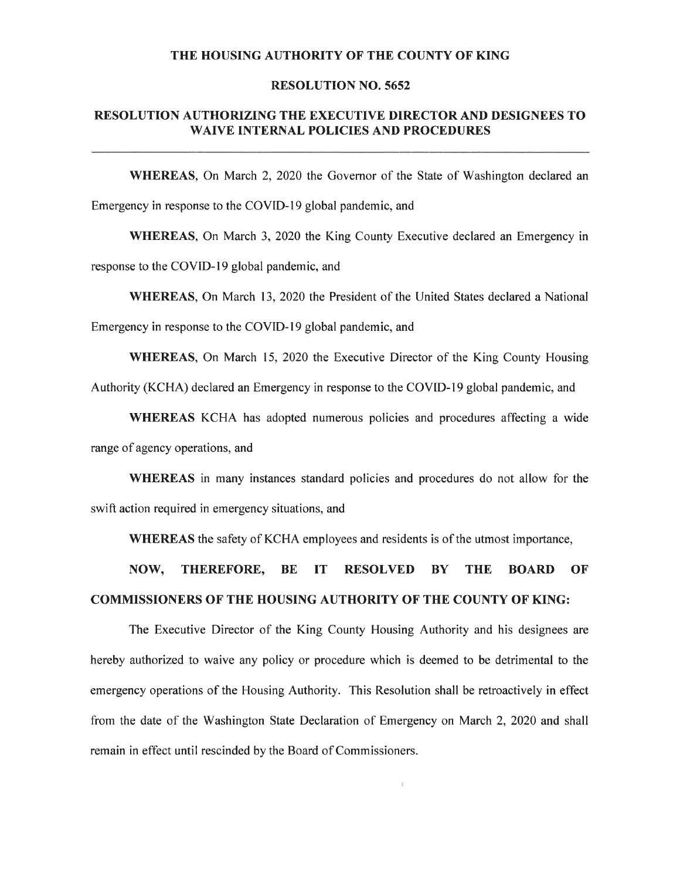# THE HOUSING AUTHORITY OF THE COUNTY OF KING

## RESOLUTION NO. 5652

## RESOLUTION AUTHORIZING THE EXECUTIVE DIRECTOR AND DESIGNEES TO WAIVE INTERNAL POLICIES AND PROCEDURES

---

**WHEREAS**, On March 2, 2020 the Governor of the State of Washington declared an Emergency in response to the COVID-19 global pandemic, and

**WHEREAS**, On March 3, 2020 the King County Executive declared an Emergency in response to the COVID-19 global pandemic, and

**WHEREAS**, On March 13, 2020 the President of the United States declared a National Emergency in response to the COVID-19 global pandemic, and

**WHEREAS**, On March 15, 2020 the Executive Director of the King County Housing Authority (KCHA) declared an Emergency in response to the COVID-19 global pandemic, and

**WHEREAS** KCHA has adopted numerous policies and procedures affecting a wide range of agency operations, and

**WHEREAS** in many instances standard policies and procedures do not allow for the swift action required in emergency situations, and

**WHEREAS** the safety of KCHA employees and residents is of the utmost importance,

**NOW, THEREFORE, BE IT RESOLVED BY THE BOARD OF COMMISSIONERS OF THE HOUSING AUTHORITY OF THE COUNTY OF KING:**

The Executive Director of the King County Housing Authority and his designees are hereby authorized to waive any policy or procedure which is deemed to be detrimental to the emergency operations of the Housing Authority. This Resolution shall be retroactively in effect from the date of the Washington State Declaration of Emergency on March 2, 2020 and shall remain in effect until rescinded by the Board of Commissioners.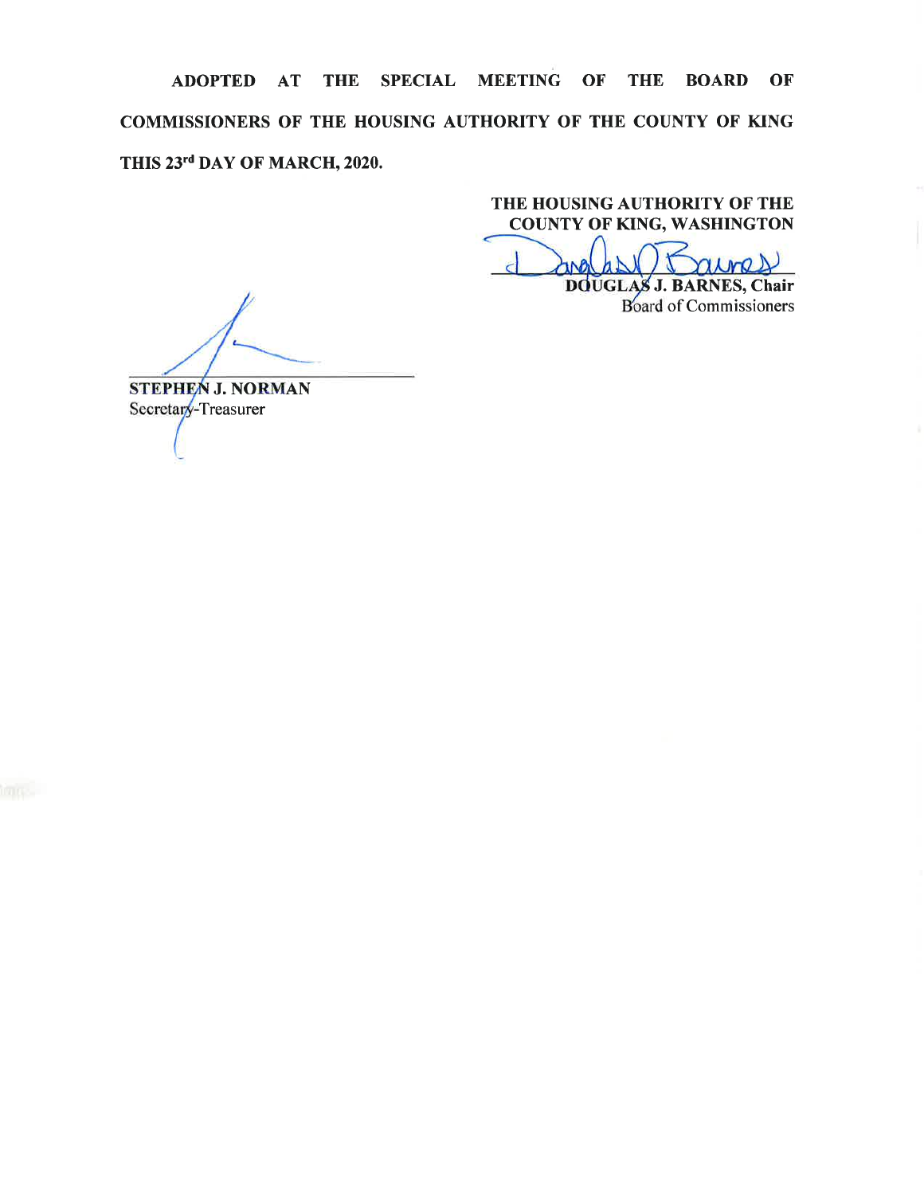**ADOPTED AT THE SPECIAL MEETING OF THE BOARD OF COMMISSIONERS OF THE HOUSING AUTHORITY OF THE COUNTY OF KING THIS 23rd DAY OF MARCH, 2020.**

**THE HOUSING AUTHORITY OF THE COUNTY OF KING, WASHINGTON**

**DOUGLAS J. BARNES, Chair**
Board of Commissioners

**STEPHEN J. NORMAN**
Secretary-Treasurer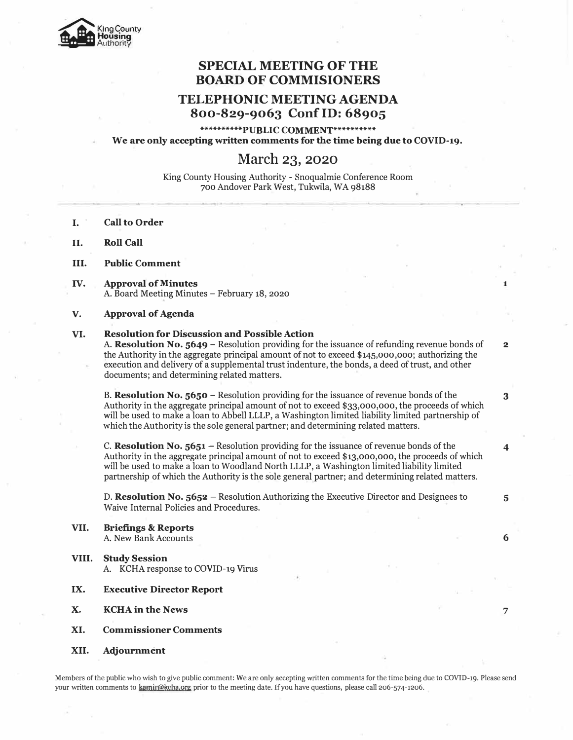King County Housing Authority

# SPECIAL MEETING OF THE BOARD OF COMMISIONERS

## TELEPHONIC MEETING AGENDA

## 800-829-9063 Conf ID: 68905

**\*\*\*\*\*\*\*\*\*\*PUBLIC COMMENT\*\*\*\*\*\*\*\*\*\***

**We are only accepting written comments for the time being due to COVID-19.**

## March 23, 2020

King County Housing Authority - Snoqualmie Conference Room
700 Andover Park West, Tukwila, WA 98188

---

**I. Call to Order**

**II. Roll Call**

**III. Public Comment**

**IV. Approval of Minutes** — 1
A. Board Meeting Minutes – February 18, 2020

**V. Approval of Agenda**

**VI. Resolution for Discussion and Possible Action**

A. **Resolution No. 5649** – Resolution providing for the issuance of refunding revenue bonds of the Authority in the aggregate principal amount of not to exceed $145,000,000; authorizing the execution and delivery of a supplemental trust indenture, the bonds, a deed of trust, and other documents; and determining related matters. — 2

B. **Resolution No. 5650** – Resolution providing for the issuance of revenue bonds of the Authority in the aggregate principal amount of not to exceed $33,000,000, the proceeds of which will be used to make a loan to Abbell LLLP, a Washington limited liability limited partnership of which the Authority is the sole general partner; and determining related matters. — 3

C. **Resolution No. 5651** – Resolution providing for the issuance of revenue bonds of the Authority in the aggregate principal amount of not to exceed $13,000,000, the proceeds of which will be used to make a loan to Woodland North LLLP, a Washington limited liability limited partnership of which the Authority is the sole general partner; and determining related matters. — 4

D. **Resolution No. 5652** – Resolution Authorizing the Executive Director and Designees to Waive Internal Policies and Procedures. — 5

**VII. Briefings & Reports** — 6
A. New Bank Accounts

**VIII. Study Session**
A. KCHA response to COVID-19 Virus

**IX. Executive Director Report**

**X. KCHA in the News** — 7

**XI. Commissioner Comments**

**XII. Adjournment**

Members of the public who wish to give public comment: We are only accepting written comments for the time being due to COVID-19. Please send your written comments to kamir@kcha.org prior to the meeting date. If you have questions, please call 206-574-1206.